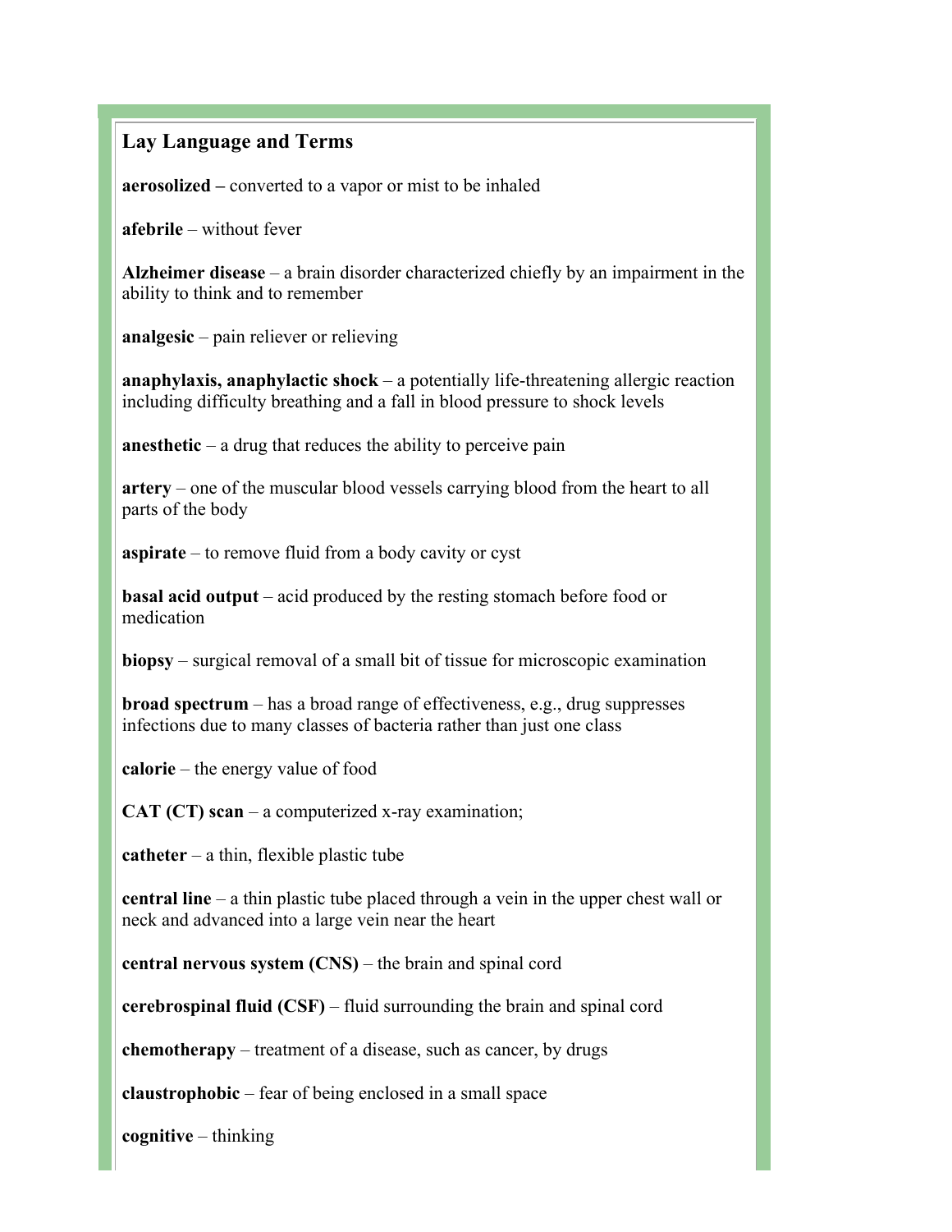## Lay Language and Terms

**aerosolized –** converted to a vapor or mist to be inhaled

**afebrile** – without fever

**Alzheimer disease** – a brain disorder characterized chiefly by an impairment in the ability to think and to remember

**analgesic** – pain reliever or relieving

**anaphylaxis, anaphylactic shock** – a potentially life-threatening allergic reaction including difficulty breathing and a fall in blood pressure to shock levels

**anesthetic** – a drug that reduces the ability to perceive pain

**artery** – one of the muscular blood vessels carrying blood from the heart to all parts of the body

**aspirate** – to remove fluid from a body cavity or cyst

**basal acid output** – acid produced by the resting stomach before food or medication

**biopsy** – surgical removal of a small bit of tissue for microscopic examination

**broad spectrum** – has a broad range of effectiveness, e.g., drug suppresses infections due to many classes of bacteria rather than just one class

**calorie** – the energy value of food

**CAT (CT) scan** – a computerized x-ray examination;

**catheter** – a thin, flexible plastic tube

**central line** – a thin plastic tube placed through a vein in the upper chest wall or neck and advanced into a large vein near the heart

**central nervous system (CNS)** – the brain and spinal cord

**cerebrospinal fluid (CSF)** – fluid surrounding the brain and spinal cord

**chemotherapy** – treatment of a disease, such as cancer, by drugs

**claustrophobic** – fear of being enclosed in a small space

**cognitive** – thinking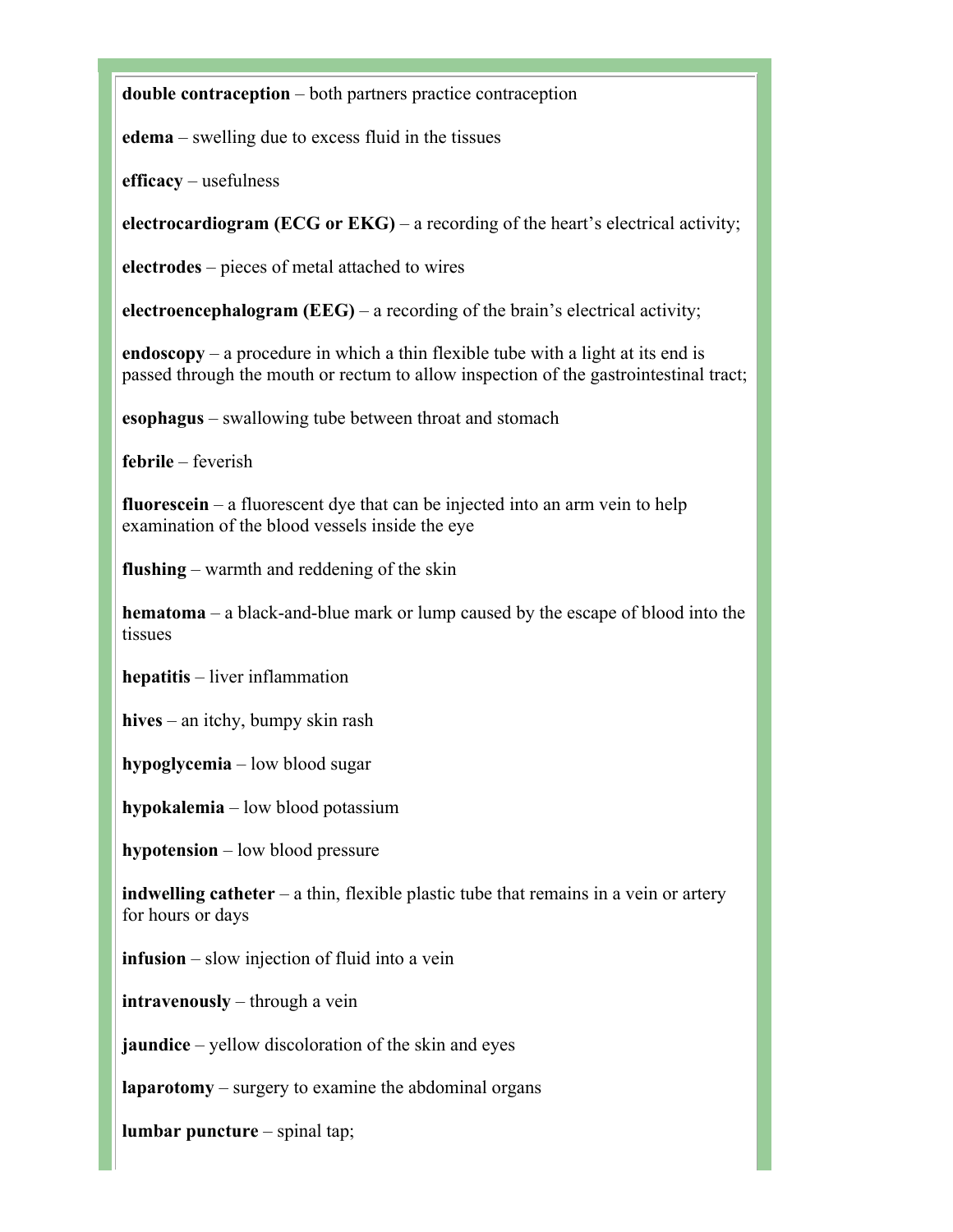**double contraception** – both partners practice contraception

**edema** – swelling due to excess fluid in the tissues

**efficacy** – usefulness

**electrocardiogram (ECG or EKG)** – a recording of the heart's electrical activity;

**electrodes** – pieces of metal attached to wires

**electroencephalogram (EEG)** – a recording of the brain's electrical activity;

**endoscopy** – a procedure in which a thin flexible tube with a light at its end is passed through the mouth or rectum to allow inspection of the gastrointestinal tract;

**esophagus** – swallowing tube between throat and stomach

**febrile** – feverish

**fluorescein** – a fluorescent dye that can be injected into an arm vein to help examination of the blood vessels inside the eye

**flushing** – warmth and reddening of the skin

**hematoma** – a black-and-blue mark or lump caused by the escape of blood into the tissues

**hepatitis** – liver inflammation

**hives** – an itchy, bumpy skin rash

**hypoglycemia** – low blood sugar

**hypokalemia** – low blood potassium

**hypotension** – low blood pressure

**indwelling catheter** – a thin, flexible plastic tube that remains in a vein or artery for hours or days

**infusion** – slow injection of fluid into a vein

**intravenously** – through a vein

**jaundice** – yellow discoloration of the skin and eyes

**laparotomy** – surgery to examine the abdominal organs

**lumbar puncture** – spinal tap;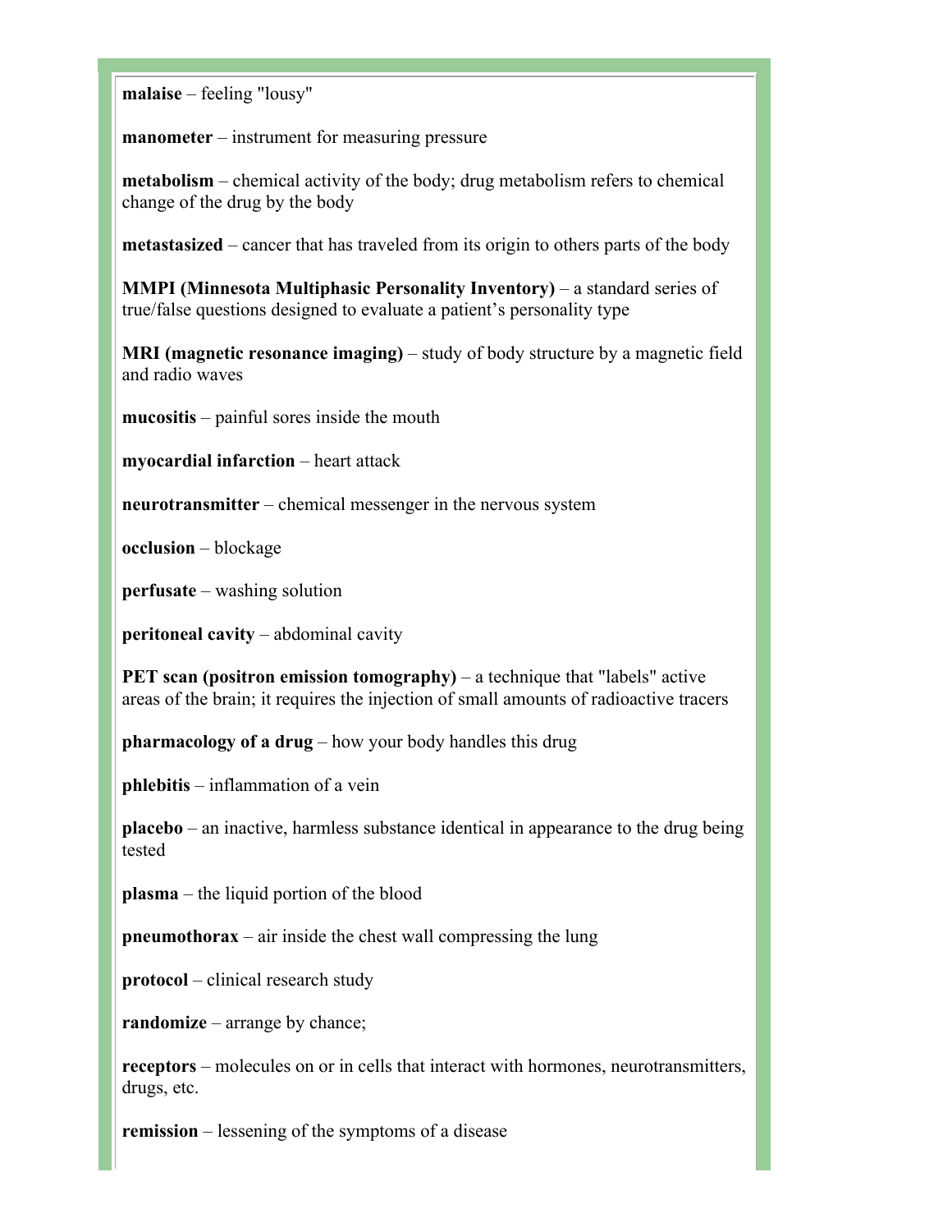**malaise** – feeling "lousy"

**manometer** – instrument for measuring pressure

**metabolism** – chemical activity of the body; drug metabolism refers to chemical change of the drug by the body

**metastasized** – cancer that has traveled from its origin to others parts of the body

**MMPI (Minnesota Multiphasic Personality Inventory)** – a standard series of true/false questions designed to evaluate a patient's personality type

**MRI (magnetic resonance imaging)** – study of body structure by a magnetic field and radio waves

**mucositis** – painful sores inside the mouth

**myocardial infarction** – heart attack

**neurotransmitter** – chemical messenger in the nervous system

**occlusion** – blockage

**perfusate** – washing solution

**peritoneal cavity** – abdominal cavity

**PET scan (positron emission tomography)** – a technique that "labels" active areas of the brain; it requires the injection of small amounts of radioactive tracers

**pharmacology of a drug** – how your body handles this drug

**phlebitis** – inflammation of a vein

**placebo** – an inactive, harmless substance identical in appearance to the drug being tested

**plasma** – the liquid portion of the blood

**pneumothorax** – air inside the chest wall compressing the lung

**protocol** – clinical research study

**randomize** – arrange by chance;

**receptors** – molecules on or in cells that interact with hormones, neurotransmitters, drugs, etc.

**remission** – lessening of the symptoms of a disease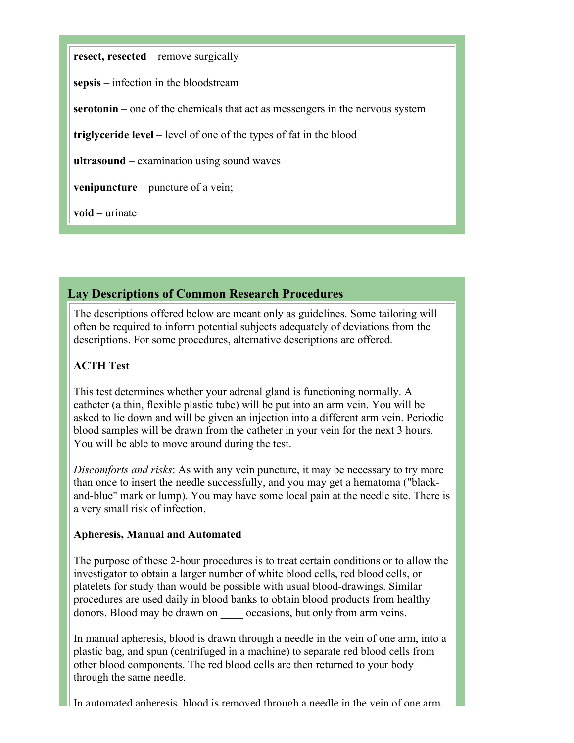**resect, resected** – remove surgically

**sepsis** – infection in the bloodstream

**serotonin** – one of the chemicals that act as messengers in the nervous system

**triglyceride level** – level of one of the types of fat in the blood

**ultrasound** – examination using sound waves

**venipuncture** – puncture of a vein;

**void** – urinate

## Lay Descriptions of Common Research Procedures

The descriptions offered below are meant only as guidelines. Some tailoring will often be required to inform potential subjects adequately of deviations from the descriptions. For some procedures, alternative descriptions are offered.

**ACTH Test**

This test determines whether your adrenal gland is functioning normally. A catheter (a thin, flexible plastic tube) will be put into an arm vein. You will be asked to lie down and will be given an injection into a different arm vein. Periodic blood samples will be drawn from the catheter in your vein for the next 3 hours. You will be able to move around during the test.

*Discomforts and risks*: As with any vein puncture, it may be necessary to try more than once to insert the needle successfully, and you may get a hematoma ("black-and-blue" mark or lump). You may have some local pain at the needle site. There is a very small risk of infection.

**Apheresis, Manual and Automated**

The purpose of these 2-hour procedures is to treat certain conditions or to allow the investigator to obtain a larger number of white blood cells, red blood cells, or platelets for study than would be possible with usual blood-drawings. Similar procedures are used daily in blood banks to obtain blood products from healthy donors. Blood may be drawn on ____ occasions, but only from arm veins.

In manual apheresis, blood is drawn through a needle in the vein of one arm, into a plastic bag, and spun (centrifuged in a machine) to separate red blood cells from other blood components. The red blood cells are then returned to your body through the same needle.

In automated apheresis, blood is removed through a needle in the vein of one arm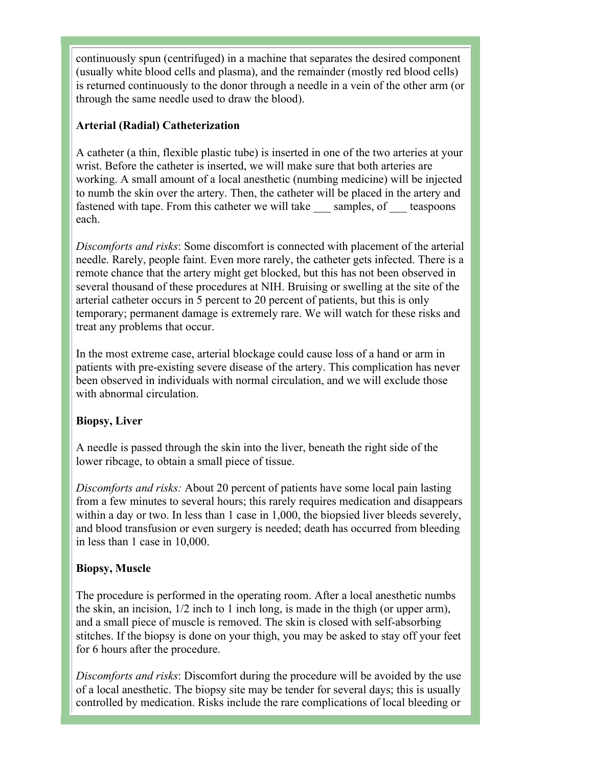continuously spun (centrifuged) in a machine that separates the desired component (usually white blood cells and plasma), and the remainder (mostly red blood cells) is returned continuously to the donor through a needle in a vein of the other arm (or through the same needle used to draw the blood).

**Arterial (Radial) Catheterization**

A catheter (a thin, flexible plastic tube) is inserted in one of the two arteries at your wrist. Before the catheter is inserted, we will make sure that both arteries are working. A small amount of a local anesthetic (numbing medicine) will be injected to numb the skin over the artery. Then, the catheter will be placed in the artery and fastened with tape. From this catheter we will take ___ samples, of ___ teaspoons each.

*Discomforts and risks*: Some discomfort is connected with placement of the arterial needle. Rarely, people faint. Even more rarely, the catheter gets infected. There is a remote chance that the artery might get blocked, but this has not been observed in several thousand of these procedures at NIH. Bruising or swelling at the site of the arterial catheter occurs in 5 percent to 20 percent of patients, but this is only temporary; permanent damage is extremely rare. We will watch for these risks and treat any problems that occur.

In the most extreme case, arterial blockage could cause loss of a hand or arm in patients with pre-existing severe disease of the artery. This complication has never been observed in individuals with normal circulation, and we will exclude those with abnormal circulation.

**Biopsy, Liver**

A needle is passed through the skin into the liver, beneath the right side of the lower ribcage, to obtain a small piece of tissue.

*Discomforts and risks:* About 20 percent of patients have some local pain lasting from a few minutes to several hours; this rarely requires medication and disappears within a day or two. In less than 1 case in 1,000, the biopsied liver bleeds severely, and blood transfusion or even surgery is needed; death has occurred from bleeding in less than 1 case in 10,000.

**Biopsy, Muscle**

The procedure is performed in the operating room. After a local anesthetic numbs the skin, an incision, 1/2 inch to 1 inch long, is made in the thigh (or upper arm), and a small piece of muscle is removed. The skin is closed with self-absorbing stitches. If the biopsy is done on your thigh, you may be asked to stay off your feet for 6 hours after the procedure.

*Discomforts and risks*: Discomfort during the procedure will be avoided by the use of a local anesthetic. The biopsy site may be tender for several days; this is usually controlled by medication. Risks include the rare complications of local bleeding or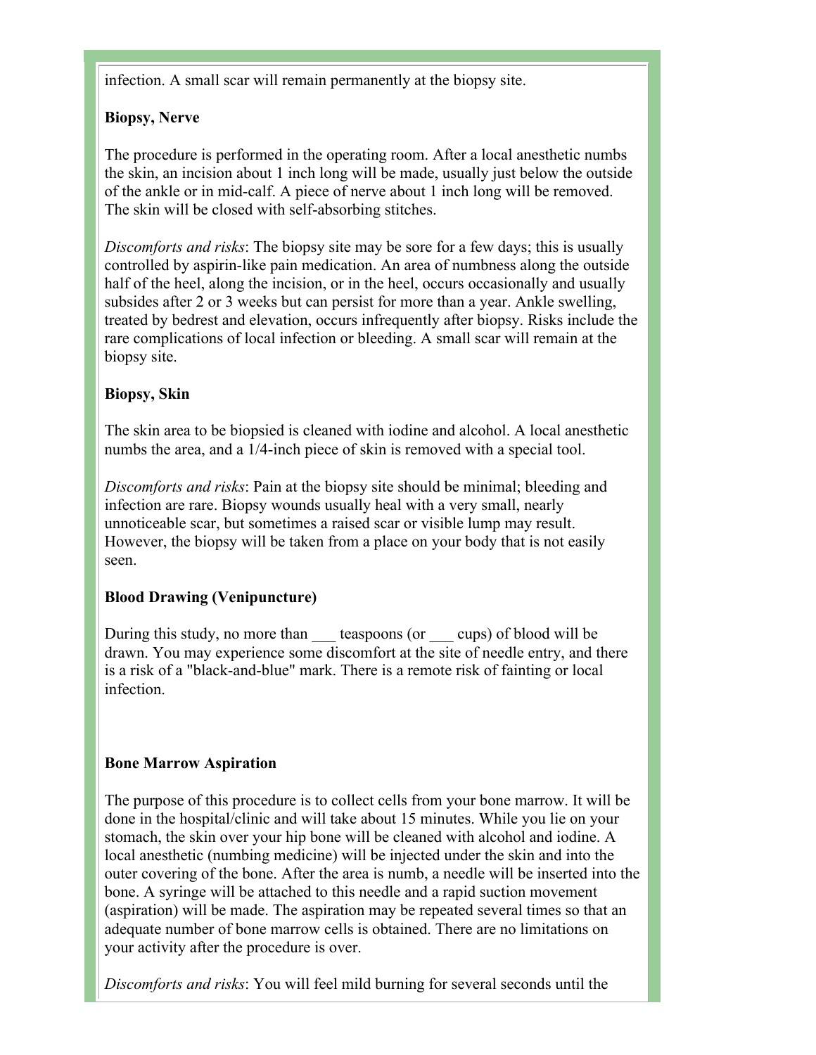infection. A small scar will remain permanently at the biopsy site.

**Biopsy, Nerve**

The procedure is performed in the operating room. After a local anesthetic numbs the skin, an incision about 1 inch long will be made, usually just below the outside of the ankle or in mid-calf. A piece of nerve about 1 inch long will be removed. The skin will be closed with self-absorbing stitches.

*Discomforts and risks*: The biopsy site may be sore for a few days; this is usually controlled by aspirin-like pain medication. An area of numbness along the outside half of the heel, along the incision, or in the heel, occurs occasionally and usually subsides after 2 or 3 weeks but can persist for more than a year. Ankle swelling, treated by bedrest and elevation, occurs infrequently after biopsy. Risks include the rare complications of local infection or bleeding. A small scar will remain at the biopsy site.

**Biopsy, Skin**

The skin area to be biopsied is cleaned with iodine and alcohol. A local anesthetic numbs the area, and a 1/4-inch piece of skin is removed with a special tool.

*Discomforts and risks*: Pain at the biopsy site should be minimal; bleeding and infection are rare. Biopsy wounds usually heal with a very small, nearly unnoticeable scar, but sometimes a raised scar or visible lump may result. However, the biopsy will be taken from a place on your body that is not easily seen.

**Blood Drawing (Venipuncture)**

During this study, no more than ___ teaspoons (or ___ cups) of blood will be drawn. You may experience some discomfort at the site of needle entry, and there is a risk of a "black-and-blue" mark. There is a remote risk of fainting or local infection.

**Bone Marrow Aspiration**

The purpose of this procedure is to collect cells from your bone marrow. It will be done in the hospital/clinic and will take about 15 minutes. While you lie on your stomach, the skin over your hip bone will be cleaned with alcohol and iodine. A local anesthetic (numbing medicine) will be injected under the skin and into the outer covering of the bone. After the area is numb, a needle will be inserted into the bone. A syringe will be attached to this needle and a rapid suction movement (aspiration) will be made. The aspiration may be repeated several times so that an adequate number of bone marrow cells is obtained. There are no limitations on your activity after the procedure is over.

*Discomforts and risks*: You will feel mild burning for several seconds until the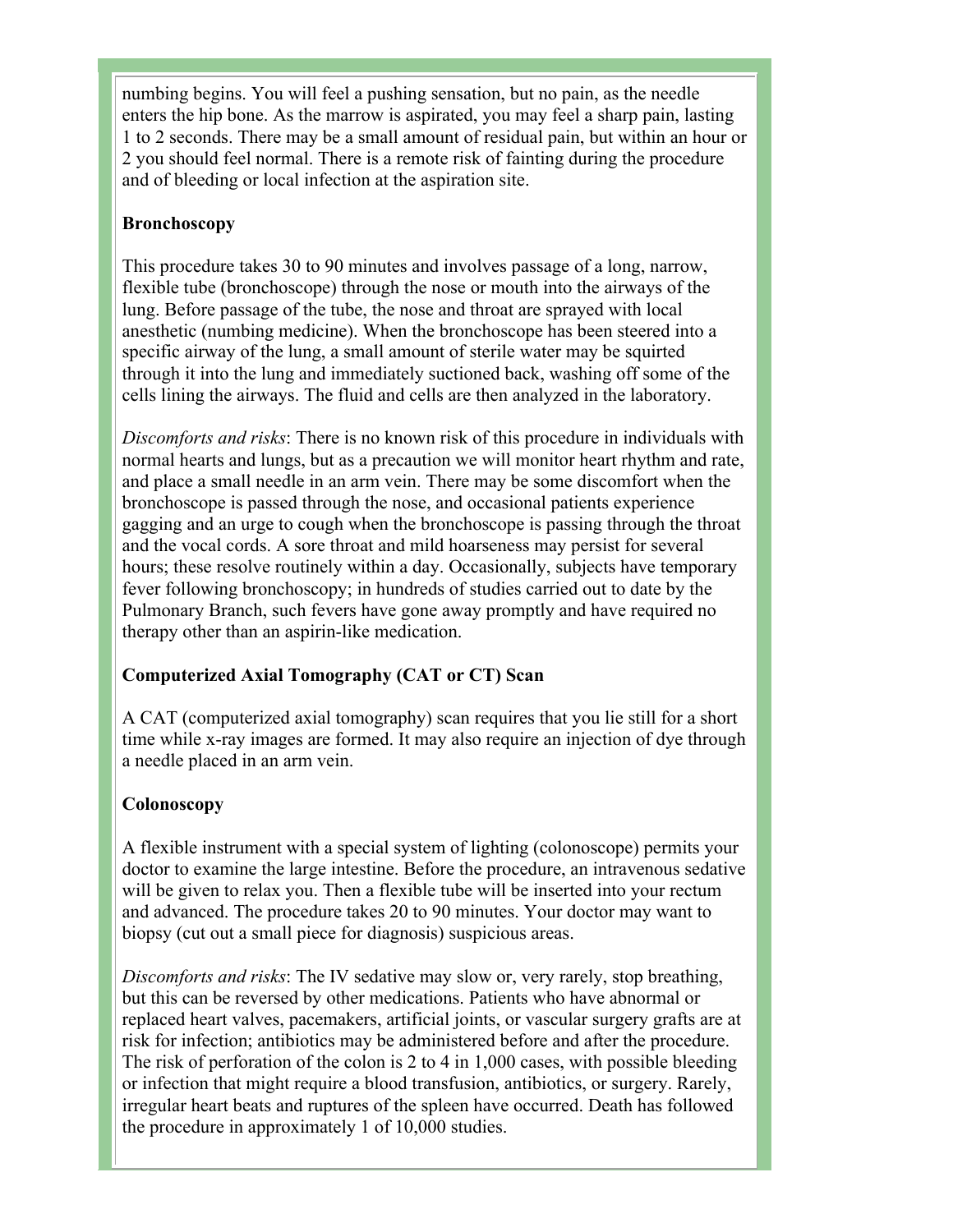numbing begins. You will feel a pushing sensation, but no pain, as the needle enters the hip bone. As the marrow is aspirated, you may feel a sharp pain, lasting 1 to 2 seconds. There may be a small amount of residual pain, but within an hour or 2 you should feel normal. There is a remote risk of fainting during the procedure and of bleeding or local infection at the aspiration site.

**Bronchoscopy**

This procedure takes 30 to 90 minutes and involves passage of a long, narrow, flexible tube (bronchoscope) through the nose or mouth into the airways of the lung. Before passage of the tube, the nose and throat are sprayed with local anesthetic (numbing medicine). When the bronchoscope has been steered into a specific airway of the lung, a small amount of sterile water may be squirted through it into the lung and immediately suctioned back, washing off some of the cells lining the airways. The fluid and cells are then analyzed in the laboratory.

*Discomforts and risks*: There is no known risk of this procedure in individuals with normal hearts and lungs, but as a precaution we will monitor heart rhythm and rate, and place a small needle in an arm vein. There may be some discomfort when the bronchoscope is passed through the nose, and occasional patients experience gagging and an urge to cough when the bronchoscope is passing through the throat and the vocal cords. A sore throat and mild hoarseness may persist for several hours; these resolve routinely within a day. Occasionally, subjects have temporary fever following bronchoscopy; in hundreds of studies carried out to date by the Pulmonary Branch, such fevers have gone away promptly and have required no therapy other than an aspirin-like medication.

**Computerized Axial Tomography (CAT or CT) Scan**

A CAT (computerized axial tomography) scan requires that you lie still for a short time while x-ray images are formed. It may also require an injection of dye through a needle placed in an arm vein.

**Colonoscopy**

A flexible instrument with a special system of lighting (colonoscope) permits your doctor to examine the large intestine. Before the procedure, an intravenous sedative will be given to relax you. Then a flexible tube will be inserted into your rectum and advanced. The procedure takes 20 to 90 minutes. Your doctor may want to biopsy (cut out a small piece for diagnosis) suspicious areas.

*Discomforts and risks*: The IV sedative may slow or, very rarely, stop breathing, but this can be reversed by other medications. Patients who have abnormal or replaced heart valves, pacemakers, artificial joints, or vascular surgery grafts are at risk for infection; antibiotics may be administered before and after the procedure. The risk of perforation of the colon is 2 to 4 in 1,000 cases, with possible bleeding or infection that might require a blood transfusion, antibiotics, or surgery. Rarely, irregular heart beats and ruptures of the spleen have occurred. Death has followed the procedure in approximately 1 of 10,000 studies.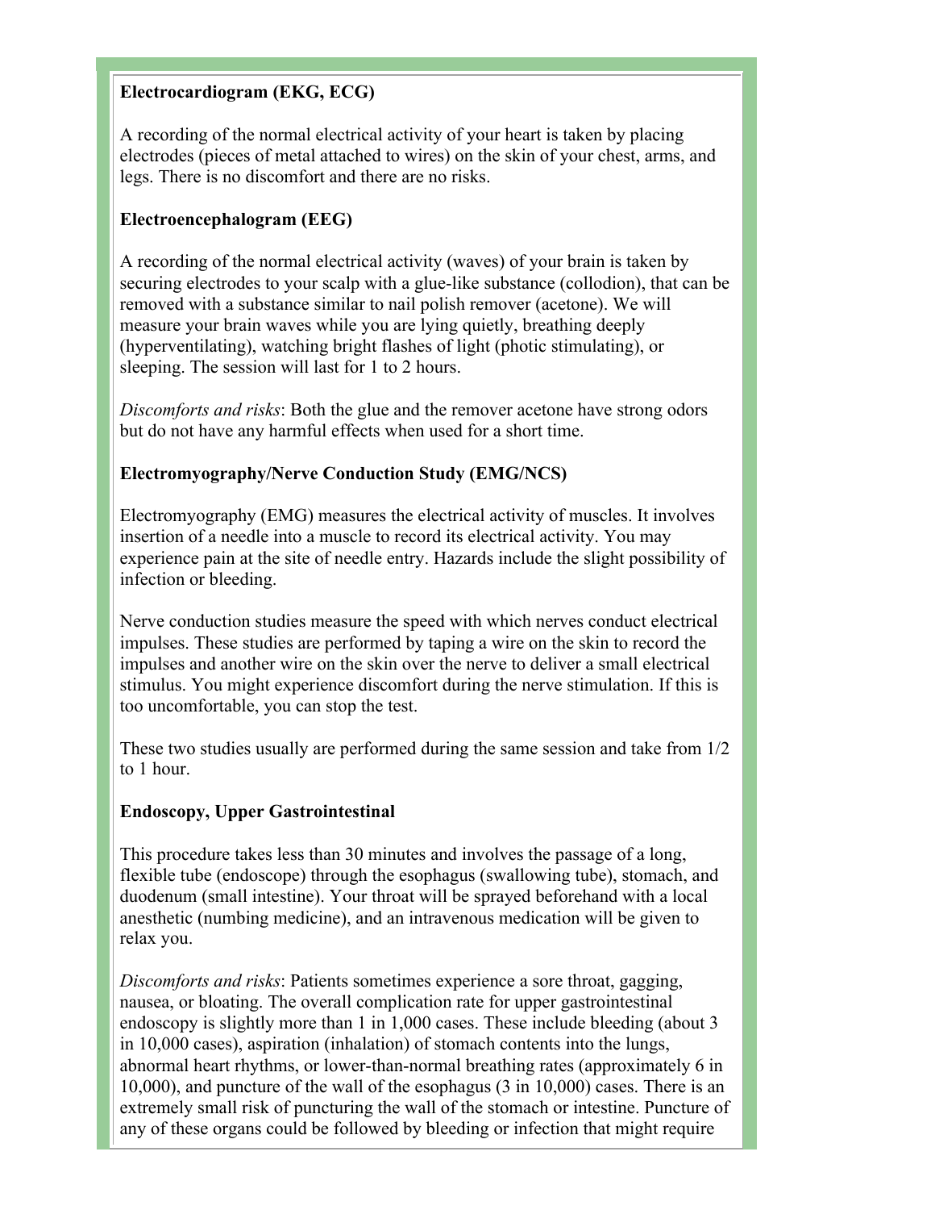**Electrocardiogram (EKG, ECG)**

A recording of the normal electrical activity of your heart is taken by placing electrodes (pieces of metal attached to wires) on the skin of your chest, arms, and legs. There is no discomfort and there are no risks.

**Electroencephalogram (EEG)**

A recording of the normal electrical activity (waves) of your brain is taken by securing electrodes to your scalp with a glue-like substance (collodion), that can be removed with a substance similar to nail polish remover (acetone). We will measure your brain waves while you are lying quietly, breathing deeply (hyperventilating), watching bright flashes of light (photic stimulating), or sleeping. The session will last for 1 to 2 hours.

*Discomforts and risks*: Both the glue and the remover acetone have strong odors but do not have any harmful effects when used for a short time.

**Electromyography/Nerve Conduction Study (EMG/NCS)**

Electromyography (EMG) measures the electrical activity of muscles. It involves insertion of a needle into a muscle to record its electrical activity. You may experience pain at the site of needle entry. Hazards include the slight possibility of infection or bleeding.

Nerve conduction studies measure the speed with which nerves conduct electrical impulses. These studies are performed by taping a wire on the skin to record the impulses and another wire on the skin over the nerve to deliver a small electrical stimulus. You might experience discomfort during the nerve stimulation. If this is too uncomfortable, you can stop the test.

These two studies usually are performed during the same session and take from 1/2 to 1 hour.

**Endoscopy, Upper Gastrointestinal**

This procedure takes less than 30 minutes and involves the passage of a long, flexible tube (endoscope) through the esophagus (swallowing tube), stomach, and duodenum (small intestine). Your throat will be sprayed beforehand with a local anesthetic (numbing medicine), and an intravenous medication will be given to relax you.

*Discomforts and risks*: Patients sometimes experience a sore throat, gagging, nausea, or bloating. The overall complication rate for upper gastrointestinal endoscopy is slightly more than 1 in 1,000 cases. These include bleeding (about 3 in 10,000 cases), aspiration (inhalation) of stomach contents into the lungs, abnormal heart rhythms, or lower-than-normal breathing rates (approximately 6 in 10,000), and puncture of the wall of the esophagus (3 in 10,000) cases. There is an extremely small risk of puncturing the wall of the stomach or intestine. Puncture of any of these organs could be followed by bleeding or infection that might require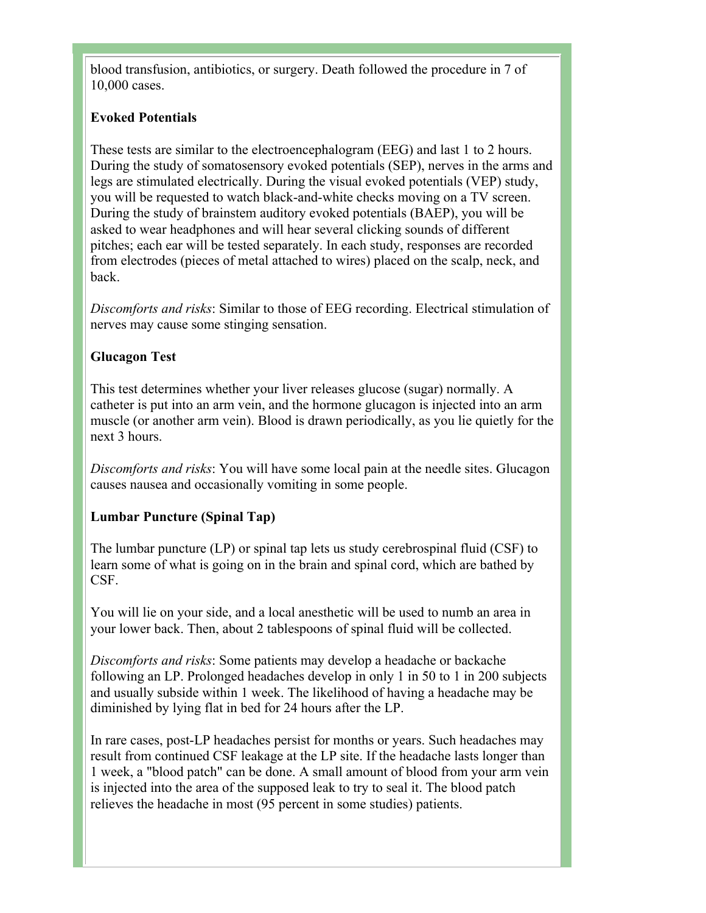blood transfusion, antibiotics, or surgery. Death followed the procedure in 7 of 10,000 cases.

**Evoked Potentials**

These tests are similar to the electroencephalogram (EEG) and last 1 to 2 hours. During the study of somatosensory evoked potentials (SEP), nerves in the arms and legs are stimulated electrically. During the visual evoked potentials (VEP) study, you will be requested to watch black-and-white checks moving on a TV screen. During the study of brainstem auditory evoked potentials (BAEP), you will be asked to wear headphones and will hear several clicking sounds of different pitches; each ear will be tested separately. In each study, responses are recorded from electrodes (pieces of metal attached to wires) placed on the scalp, neck, and back.

*Discomforts and risks*: Similar to those of EEG recording. Electrical stimulation of nerves may cause some stinging sensation.

**Glucagon Test**

This test determines whether your liver releases glucose (sugar) normally. A catheter is put into an arm vein, and the hormone glucagon is injected into an arm muscle (or another arm vein). Blood is drawn periodically, as you lie quietly for the next 3 hours.

*Discomforts and risks*: You will have some local pain at the needle sites. Glucagon causes nausea and occasionally vomiting in some people.

**Lumbar Puncture (Spinal Tap)**

The lumbar puncture (LP) or spinal tap lets us study cerebrospinal fluid (CSF) to learn some of what is going on in the brain and spinal cord, which are bathed by CSF.

You will lie on your side, and a local anesthetic will be used to numb an area in your lower back. Then, about 2 tablespoons of spinal fluid will be collected.

*Discomforts and risks*: Some patients may develop a headache or backache following an LP. Prolonged headaches develop in only 1 in 50 to 1 in 200 subjects and usually subside within 1 week. The likelihood of having a headache may be diminished by lying flat in bed for 24 hours after the LP.

In rare cases, post-LP headaches persist for months or years. Such headaches may result from continued CSF leakage at the LP site. If the headache lasts longer than 1 week, a "blood patch" can be done. A small amount of blood from your arm vein is injected into the area of the supposed leak to try to seal it. The blood patch relieves the headache in most (95 percent in some studies) patients.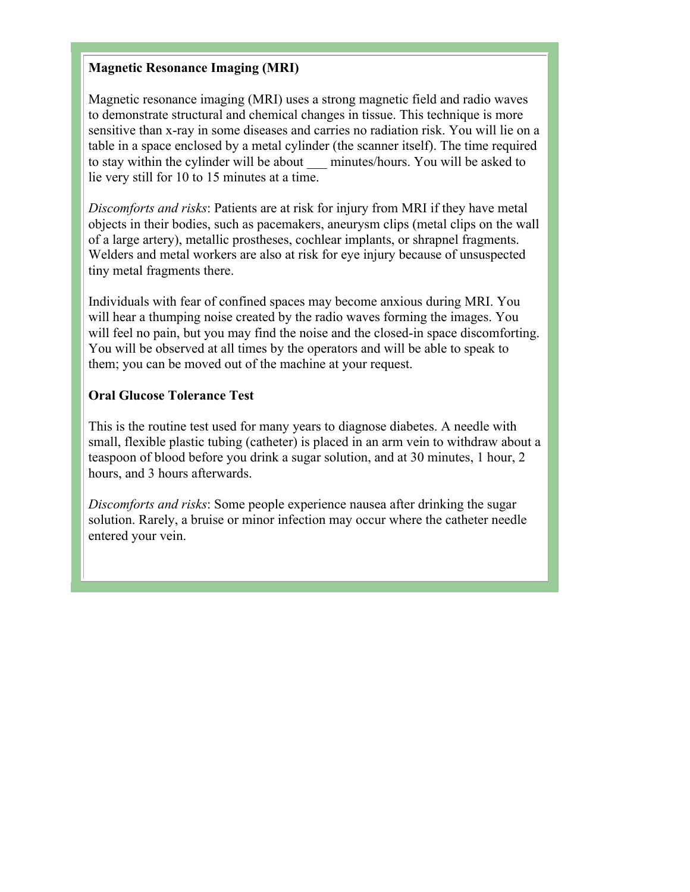**Magnetic Resonance Imaging (MRI)**

Magnetic resonance imaging (MRI) uses a strong magnetic field and radio waves to demonstrate structural and chemical changes in tissue. This technique is more sensitive than x-ray in some diseases and carries no radiation risk. You will lie on a table in a space enclosed by a metal cylinder (the scanner itself). The time required to stay within the cylinder will be about ___ minutes/hours. You will be asked to lie very still for 10 to 15 minutes at a time.

*Discomforts and risks*: Patients are at risk for injury from MRI if they have metal objects in their bodies, such as pacemakers, aneurysm clips (metal clips on the wall of a large artery), metallic prostheses, cochlear implants, or shrapnel fragments. Welders and metal workers are also at risk for eye injury because of unsuspected tiny metal fragments there.

Individuals with fear of confined spaces may become anxious during MRI. You will hear a thumping noise created by the radio waves forming the images. You will feel no pain, but you may find the noise and the closed-in space discomforting. You will be observed at all times by the operators and will be able to speak to them; you can be moved out of the machine at your request.

**Oral Glucose Tolerance Test**

This is the routine test used for many years to diagnose diabetes. A needle with small, flexible plastic tubing (catheter) is placed in an arm vein to withdraw about a teaspoon of blood before you drink a sugar solution, and at 30 minutes, 1 hour, 2 hours, and 3 hours afterwards.

*Discomforts and risks*: Some people experience nausea after drinking the sugar solution. Rarely, a bruise or minor infection may occur where the catheter needle entered your vein.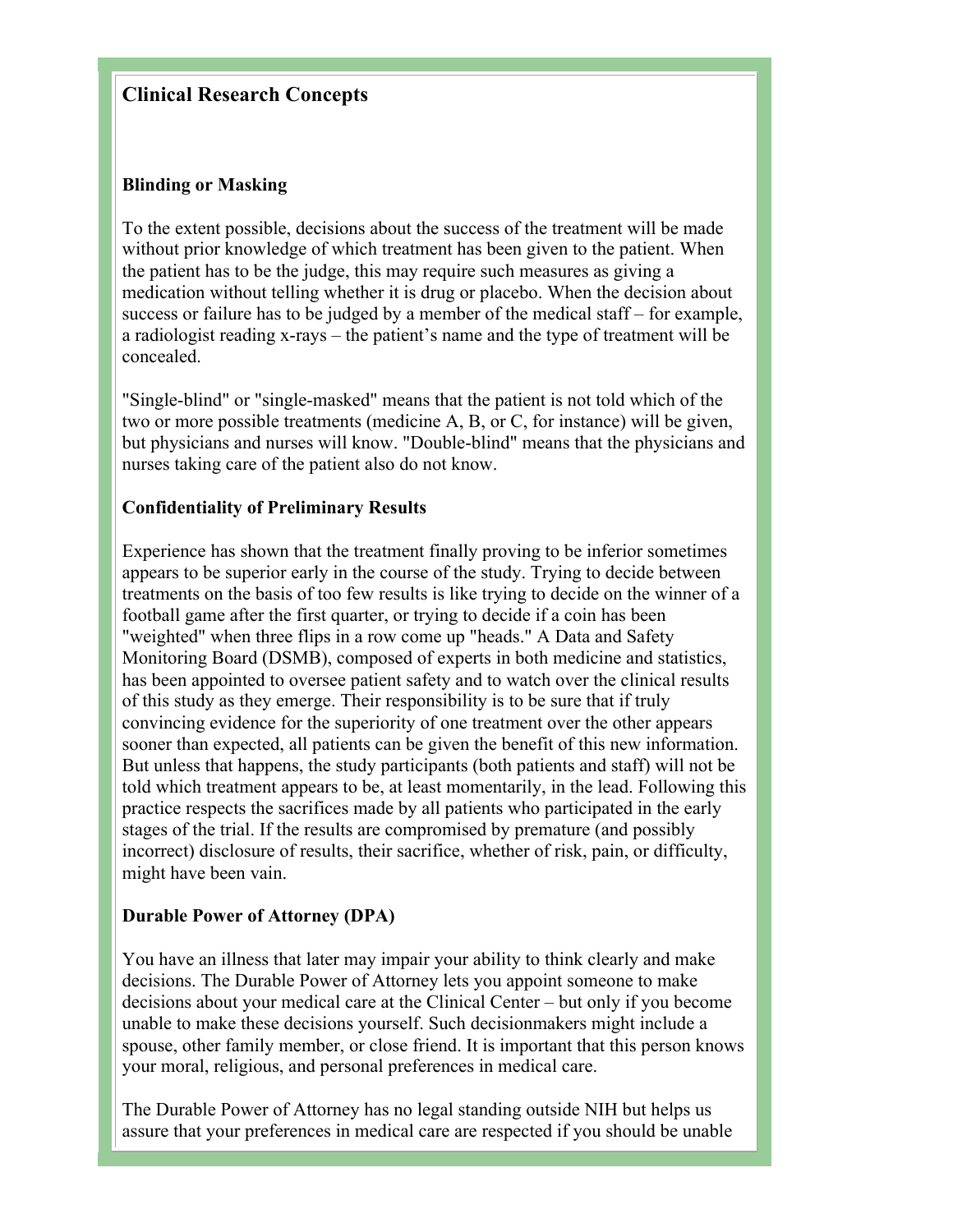## Clinical Research Concepts

### Blinding or Masking

To the extent possible, decisions about the success of the treatment will be made without prior knowledge of which treatment has been given to the patient. When the patient has to be the judge, this may require such measures as giving a medication without telling whether it is drug or placebo. When the decision about success or failure has to be judged by a member of the medical staff – for example, a radiologist reading x-rays – the patient's name and the type of treatment will be concealed.

"Single-blind" or "single-masked" means that the patient is not told which of the two or more possible treatments (medicine A, B, or C, for instance) will be given, but physicians and nurses will know. "Double-blind" means that the physicians and nurses taking care of the patient also do not know.

### Confidentiality of Preliminary Results

Experience has shown that the treatment finally proving to be inferior sometimes appears to be superior early in the course of the study. Trying to decide between treatments on the basis of too few results is like trying to decide on the winner of a football game after the first quarter, or trying to decide if a coin has been "weighted" when three flips in a row come up "heads." A Data and Safety Monitoring Board (DSMB), composed of experts in both medicine and statistics, has been appointed to oversee patient safety and to watch over the clinical results of this study as they emerge. Their responsibility is to be sure that if truly convincing evidence for the superiority of one treatment over the other appears sooner than expected, all patients can be given the benefit of this new information. But unless that happens, the study participants (both patients and staff) will not be told which treatment appears to be, at least momentarily, in the lead. Following this practice respects the sacrifices made by all patients who participated in the early stages of the trial. If the results are compromised by premature (and possibly incorrect) disclosure of results, their sacrifice, whether of risk, pain, or difficulty, might have been vain.

### Durable Power of Attorney (DPA)

You have an illness that later may impair your ability to think clearly and make decisions. The Durable Power of Attorney lets you appoint someone to make decisions about your medical care at the Clinical Center – but only if you become unable to make these decisions yourself. Such decisionmakers might include a spouse, other family member, or close friend. It is important that this person knows your moral, religious, and personal preferences in medical care.

The Durable Power of Attorney has no legal standing outside NIH but helps us assure that your preferences in medical care are respected if you should be unable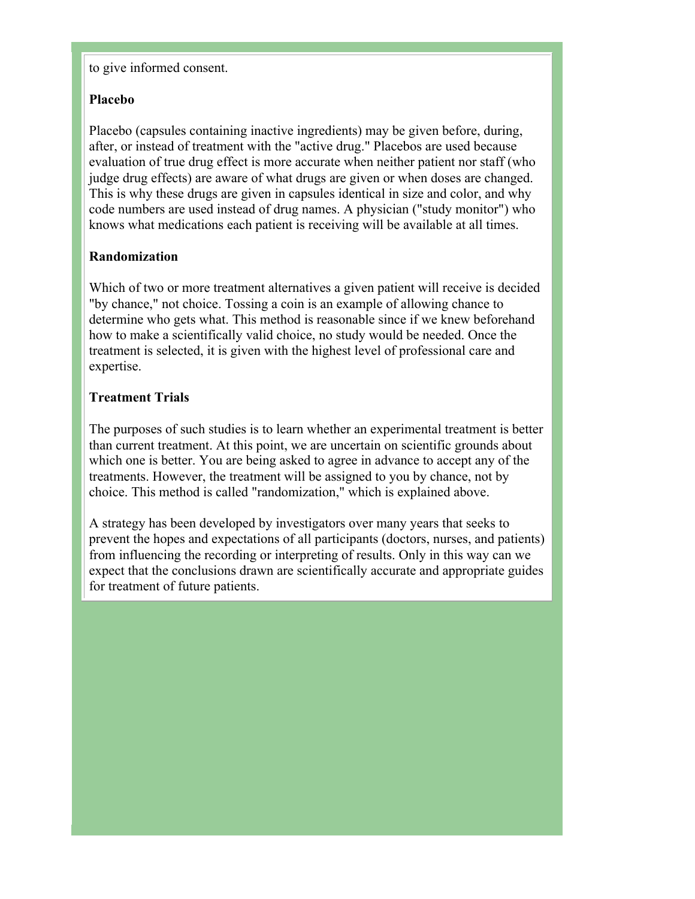to give informed consent.

**Placebo**

Placebo (capsules containing inactive ingredients) may be given before, during, after, or instead of treatment with the "active drug." Placebos are used because evaluation of true drug effect is more accurate when neither patient nor staff (who judge drug effects) are aware of what drugs are given or when doses are changed. This is why these drugs are given in capsules identical in size and color, and why code numbers are used instead of drug names. A physician ("study monitor") who knows what medications each patient is receiving will be available at all times.

**Randomization**

Which of two or more treatment alternatives a given patient will receive is decided "by chance," not choice. Tossing a coin is an example of allowing chance to determine who gets what. This method is reasonable since if we knew beforehand how to make a scientifically valid choice, no study would be needed. Once the treatment is selected, it is given with the highest level of professional care and expertise.

**Treatment Trials**

The purposes of such studies is to learn whether an experimental treatment is better than current treatment. At this point, we are uncertain on scientific grounds about which one is better. You are being asked to agree in advance to accept any of the treatments. However, the treatment will be assigned to you by chance, not by choice. This method is called "randomization," which is explained above.

A strategy has been developed by investigators over many years that seeks to prevent the hopes and expectations of all participants (doctors, nurses, and patients) from influencing the recording or interpreting of results. Only in this way can we expect that the conclusions drawn are scientifically accurate and appropriate guides for treatment of future patients.